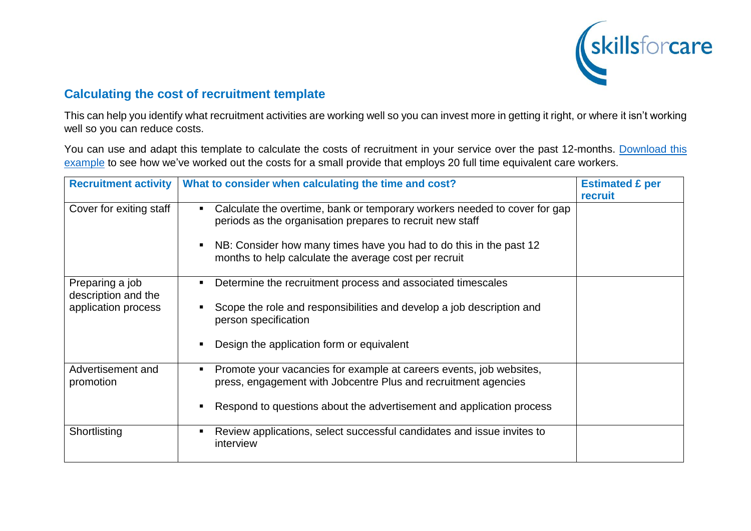## Calculating the cost of recruitment template

This can help you identify what recruitment activities are working well so you can invest more in getting it right, or where it isn't working well so you can reduce costs.

You can use and adapt this template to calculate the costs of recruitment in your service over the past 12-months. [Download this example] to see how we've worked out the costs for a small provide that employs 20 full time equivalent care workers.

| Recruitment activity | What to consider when calculating the time and cost? | Estimated £ per recruit |
|---|---|---|
| Cover for exiting staff | ▪ Calculate the overtime, bank or temporary workers needed to cover for gap periods as the organisation prepares to recruit new staff<br><br>▪ NB: Consider how many times have you had to do this in the past 12 months to help calculate the average cost per recruit | |
| Preparing a job description and the application process | ▪ Determine the recruitment process and associated timescales<br><br>▪ Scope the role and responsibilities and develop a job description and person specification<br><br>▪ Design the application form or equivalent | |
| Advertisement and promotion | ▪ Promote your vacancies for example at careers events, job websites, press, engagement with Jobcentre Plus and recruitment agencies<br><br>▪ Respond to questions about the advertisement and application process | |
| Shortlisting | ▪ Review applications, select successful candidates and issue invites to interview | |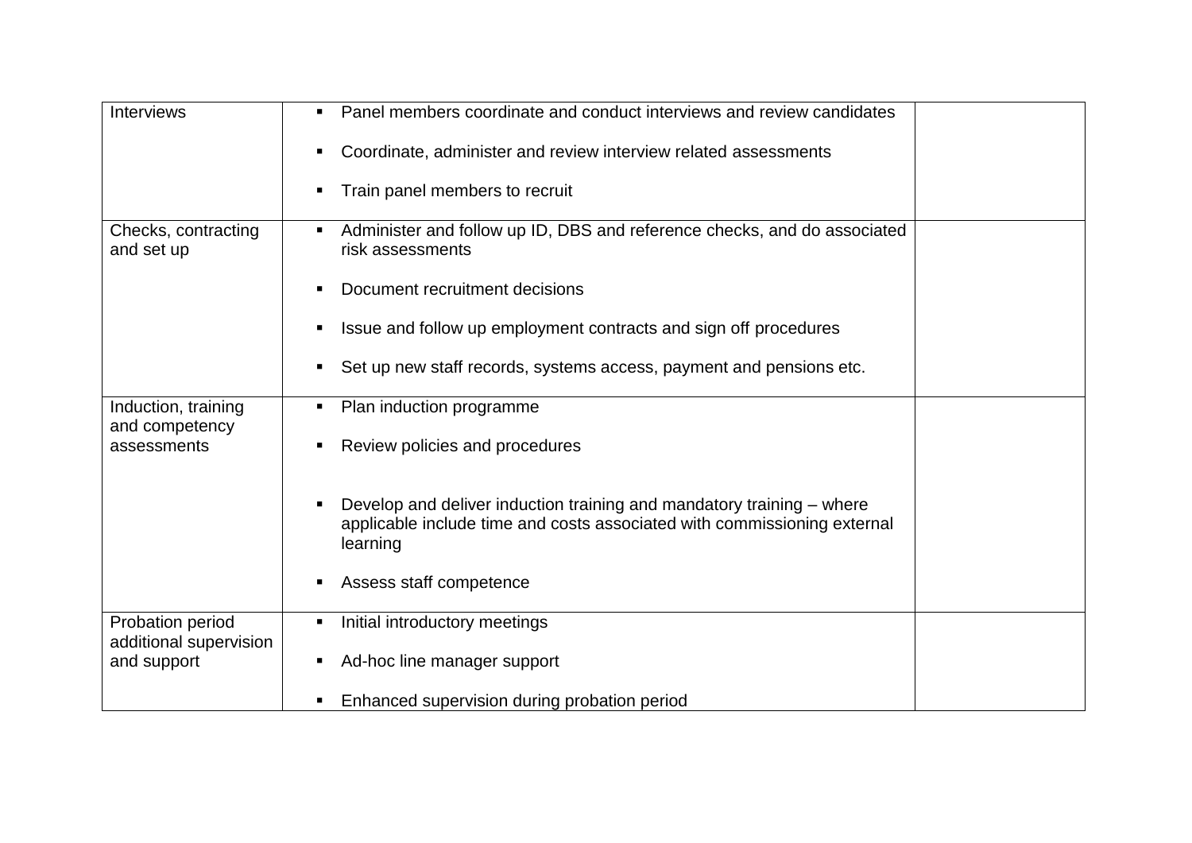| | | |
|---|---|---|
| Interviews | ▪ Panel members coordinate and conduct interviews and review candidates<br><br>▪ Coordinate, administer and review interview related assessments<br><br>▪ Train panel members to recruit | |
| Checks, contracting and set up | ▪ Administer and follow up ID, DBS and reference checks, and do associated risk assessments<br><br>▪ Document recruitment decisions<br><br>▪ Issue and follow up employment contracts and sign off procedures<br><br>▪ Set up new staff records, systems access, payment and pensions etc. | |
| Induction, training and competency assessments | ▪ Plan induction programme<br><br>▪ Review policies and procedures<br><br>▪ Develop and deliver induction training and mandatory training – where applicable include time and costs associated with commissioning external learning<br><br>▪ Assess staff competence | |
| Probation period additional supervision and support | ▪ Initial introductory meetings<br><br>▪ Ad-hoc line manager support<br><br>▪ Enhanced supervision during probation period | |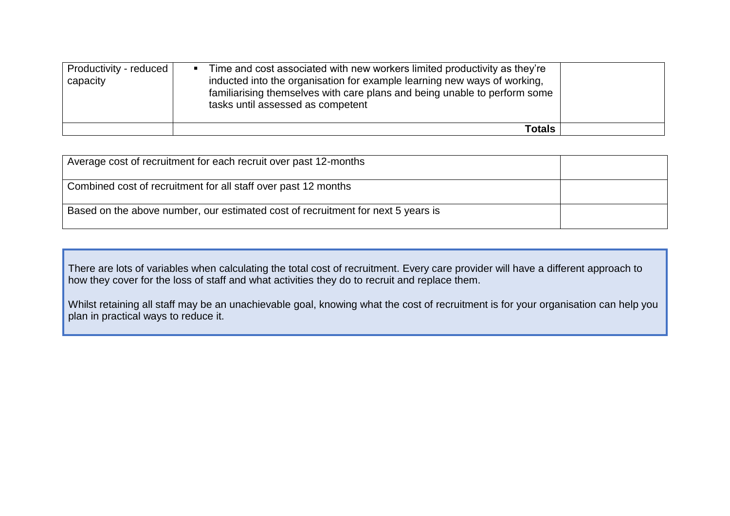| | | |
|---|---|---|
| Productivity - reduced capacity | - Time and cost associated with new workers limited productivity as they're inducted into the organisation for example learning new ways of working, familiarising themselves with care plans and being unable to perform some tasks until assessed as competent | |
| | **Totals** | |

| | |
|---|---|
| Average cost of recruitment for each recruit over past 12-months | |
| Combined cost of recruitment for all staff over past 12 months | |
| Based on the above number, our estimated cost of recruitment for next 5 years is | |

There are lots of variables when calculating the total cost of recruitment. Every care provider will have a different approach to how they cover for the loss of staff and what activities they do to recruit and replace them.

Whilst retaining all staff may be an unachievable goal, knowing what the cost of recruitment is for your organisation can help you plan in practical ways to reduce it.